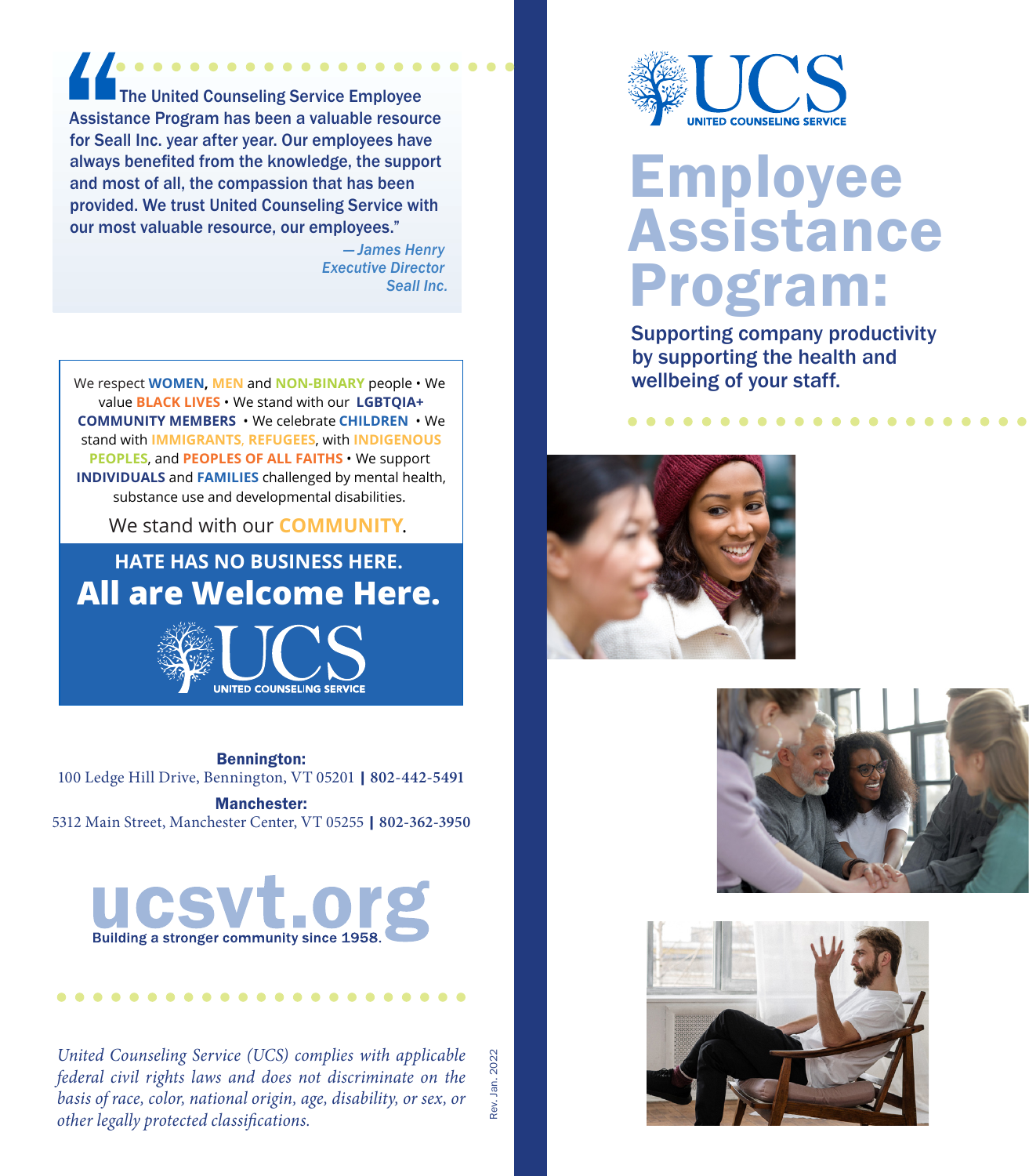"The United Counseling Service Employee Assistance Program has been a valuable resource for Seall Inc. year after year. Our employees have always benefited from the knowledge, the support and most of all, the compassion that has been provided. We trust United Counseling Service with our most valuable resource, our employees."

*—James Henry*
*Executive Director*
*Seall Inc.*

We respect **WOMEN**, **MEN** and **NON-BINARY** people • We value **BLACK LIVES** • We stand with our **LGBTQIA+ COMMUNITY MEMBERS** • We celebrate **CHILDREN** • We stand with **IMMIGRANTS**, **REFUGEES**, with **INDIGENOUS PEOPLES**, and **PEOPLES OF ALL FAITHS** • We support **INDIVIDUALS** and **FAMILIES** challenged by mental health, substance use and developmental disabilities.

We stand with our **COMMUNITY**.

**HATE HAS NO BUSINESS HERE.**

**All are Welcome Here.**

UCS
UNITED COUNSELING SERVICE

**Bennington:**
100 Ledge Hill Drive, Bennington, VT 05201 | **802-442-5491**

**Manchester:**
5312 Main Street, Manchester Center, VT 05255 | **802-362-3950**

**ucsvt.org**
Building a stronger community since 1958.

*United Counseling Service (UCS) complies with applicable federal civil rights laws and does not discriminate on the basis of race, color, national origin, age, disability, or sex, or other legally protected classifications.*

Rev. Jan. 2022

UCS
UNITED COUNSELING SERVICE

# Employee Assistance Program:

Supporting company productivity by supporting the health and wellbeing of your staff.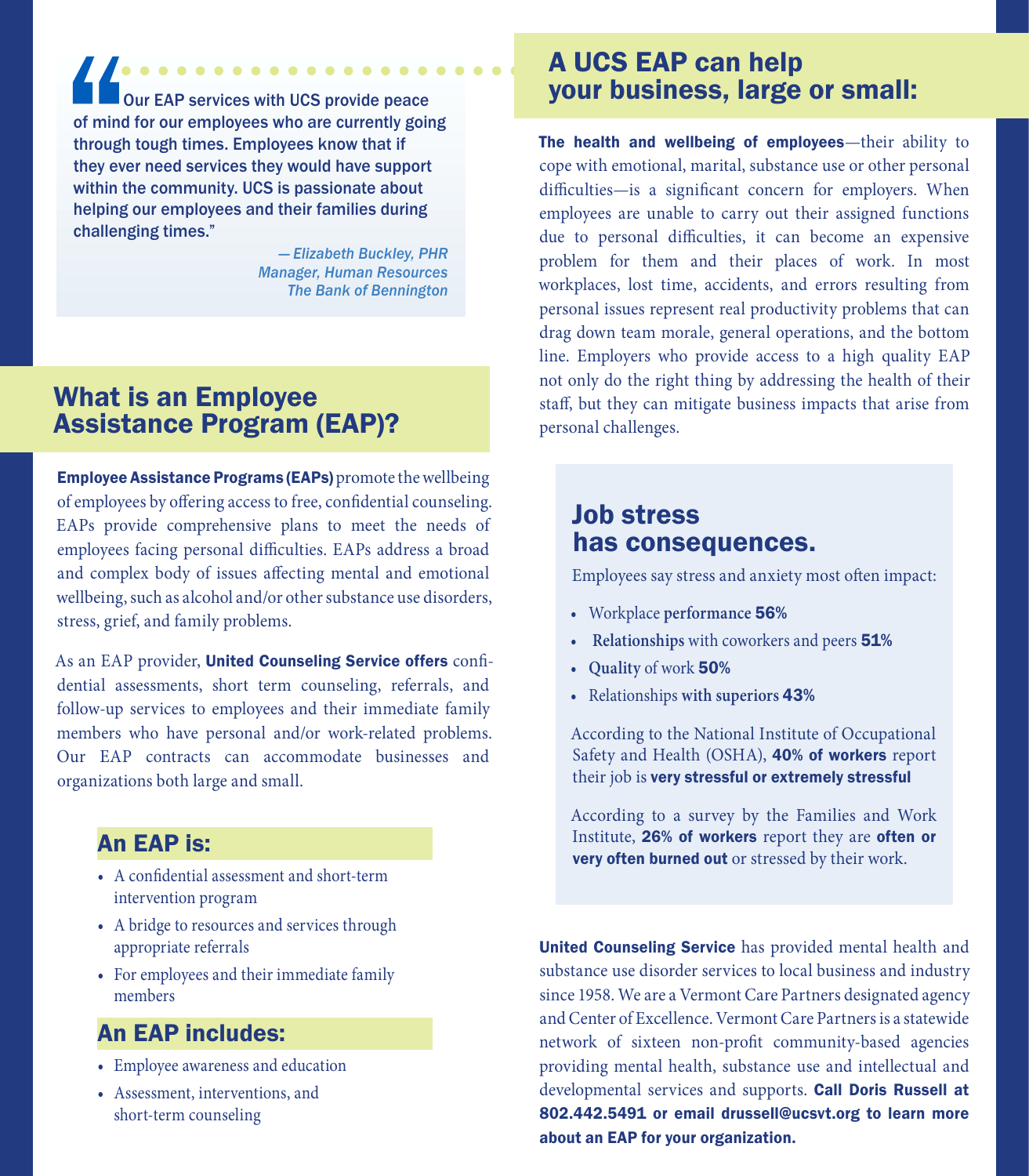"Our EAP services with UCS provide peace of mind for our employees who are currently going through tough times. Employees know that if they ever need services they would have support within the community. UCS is passionate about helping our employees and their families during challenging times."

*— Elizabeth Buckley, PHR*
*Manager, Human Resources*
*The Bank of Bennington*

## What is an Employee Assistance Program (EAP)?

**Employee Assistance Programs (EAPs)** promote the wellbeing of employees by offering access to free, confidential counseling. EAPs provide comprehensive plans to meet the needs of employees facing personal difficulties. EAPs address a broad and complex body of issues affecting mental and emotional wellbeing, such as alcohol and/or other substance use disorders, stress, grief, and family problems.

As an EAP provider, **United Counseling Service offers** confidential assessments, short term counseling, referrals, and follow-up services to employees and their immediate family members who have personal and/or work-related problems. Our EAP contracts can accommodate businesses and organizations both large and small.

### An EAP is:

- A confidential assessment and short-term intervention program
- A bridge to resources and services through appropriate referrals
- For employees and their immediate family members

### An EAP includes:

- Employee awareness and education
- Assessment, interventions, and short-term counseling

## A UCS EAP can help your business, large or small:

**The health and wellbeing of employees**—their ability to cope with emotional, marital, substance use or other personal difficulties—is a significant concern for employers. When employees are unable to carry out their assigned functions due to personal difficulties, it can become an expensive problem for them and their places of work. In most workplaces, lost time, accidents, and errors resulting from personal issues represent real productivity problems that can drag down team morale, general operations, and the bottom line. Employers who provide access to a high quality EAP not only do the right thing by addressing the health of their staff, but they can mitigate business impacts that arise from personal challenges.

### Job stress has consequences.

Employees say stress and anxiety most often impact:

- Workplace **performance 56%**
- **Relationships** with coworkers and peers **51%**
- **Quality** of work **50%**
- Relationships **with superiors 43%**

According to the National Institute of Occupational Safety and Health (OSHA), **40% of workers** report their job is **very stressful or extremely stressful**

According to a survey by the Families and Work Institute, **26% of workers** report they are **often or very often burned out** or stressed by their work.

**United Counseling Service** has provided mental health and substance use disorder services to local business and industry since 1958. We are a Vermont Care Partners designated agency and Center of Excellence. Vermont Care Partners is a statewide network of sixteen non-profit community-based agencies providing mental health, substance use and intellectual and developmental services and supports. **Call Doris Russell at 802.442.5491 or email drussell@ucsvt.org to learn more about an EAP for your organization.**